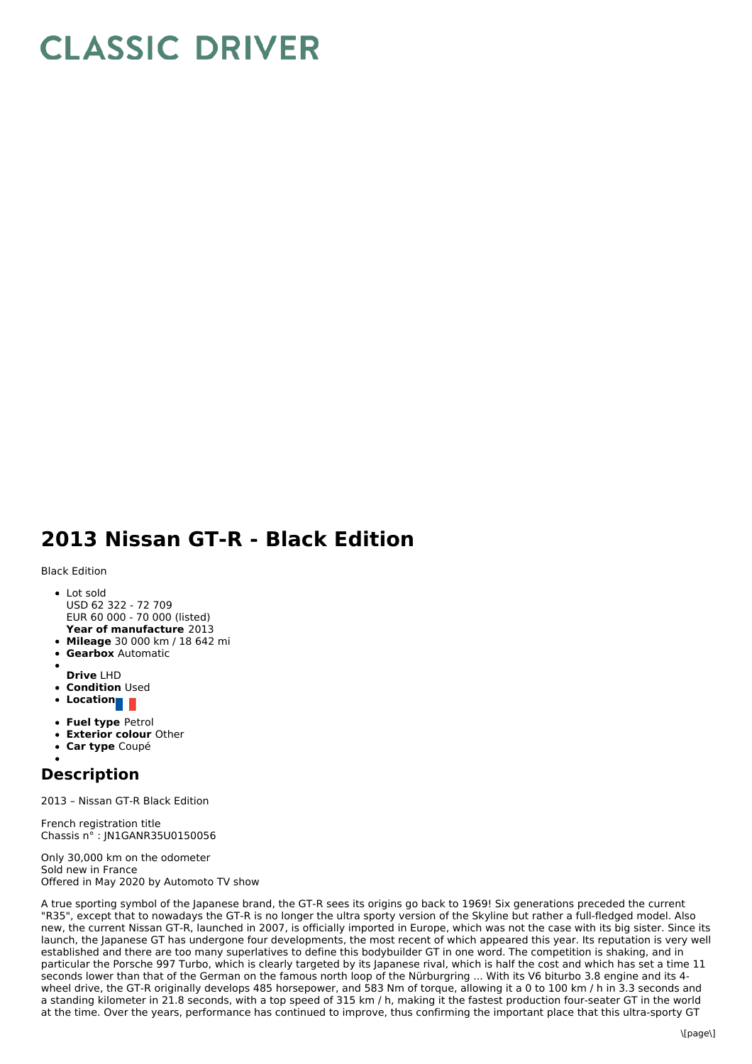# CLASSIC DRIVER

# 2013 Nissan GT-R - Black Edition

Black Edition

- Lot sold
  USD 62 322 - 72 709
  EUR 60 000 - 70 000 (listed)
  **Year of manufacture** 2013
- **Mileage** 30 000 km / 18 642 mi
- **Gearbox** Automatic
- **Drive** LHD
- **Condition** Used
- **Location**
- **Fuel type** Petrol
- **Exterior colour** Other
- **Car type** Coupé

## Description

2013 – Nissan GT-R Black Edition

French registration title
Chassis n° : JN1GANR35U0150056

Only 30,000 km on the odometer
Sold new in France
Offered in May 2020 by Automoto TV show

A true sporting symbol of the Japanese brand, the GT-R sees its origins go back to 1969! Six generations preceded the current "R35", except that to nowadays the GT-R is no longer the ultra sporty version of the Skyline but rather a full-fledged model. Also new, the current Nissan GT-R, launched in 2007, is officially imported in Europe, which was not the case with its big sister. Since its launch, the Japanese GT has undergone four developments, the most recent of which appeared this year. Its reputation is very well established and there are too many superlatives to define this bodybuilder GT in one word. The competition is shaking, and in particular the Porsche 997 Turbo, which is clearly targeted by its Japanese rival, which is half the cost and which has set a time 11 seconds lower than that of the German on the famous north loop of the Nürburgring ... With its V6 biturbo 3.8 engine and its 4-wheel drive, the GT-R originally develops 485 horsepower, and 583 Nm of torque, allowing it a 0 to 100 km / h in 3.3 seconds and a standing kilometer in 21.8 seconds, with a top speed of 315 km / h, making it the fastest production four-seater GT in the world at the time. Over the years, performance has continued to improve, thus confirming the important place that this ultra-sporty GT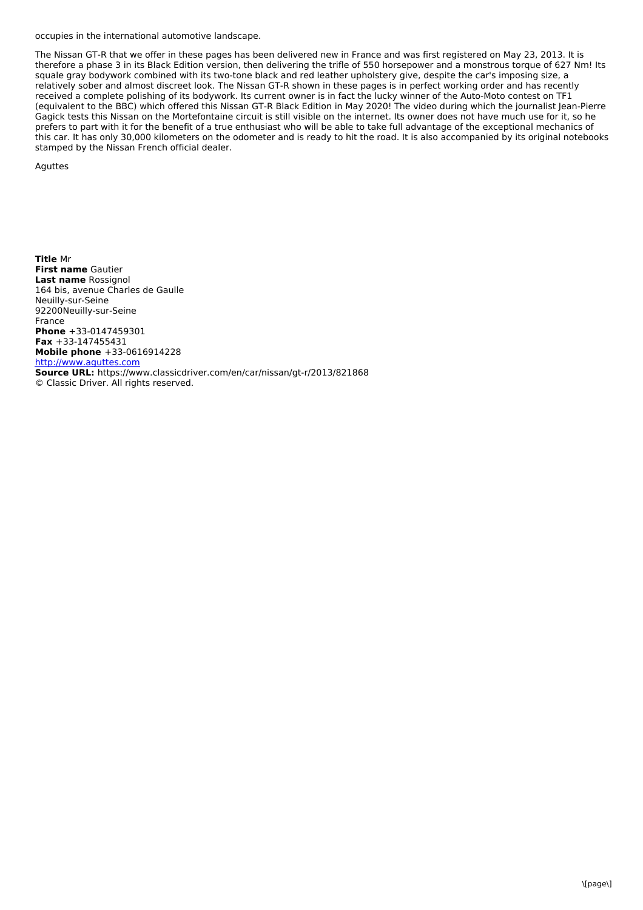occupies in the international automotive landscape.

The Nissan GT-R that we offer in these pages has been delivered new in France and was first registered on May 23, 2013. It is therefore a phase 3 in its Black Edition version, then delivering the trifle of 550 horsepower and a monstrous torque of 627 Nm! Its squale gray bodywork combined with its two-tone black and red leather upholstery give, despite the car's imposing size, a relatively sober and almost discreet look. The Nissan GT-R shown in these pages is in perfect working order and has recently received a complete polishing of its bodywork. Its current owner is in fact the lucky winner of the Auto-Moto contest on TF1 (equivalent to the BBC) which offered this Nissan GT-R Black Edition in May 2020! The video during which the journalist Jean-Pierre Gagick tests this Nissan on the Mortefontaine circuit is still visible on the internet. Its owner does not have much use for it, so he prefers to part with it for the benefit of a true enthusiast who will be able to take full advantage of the exceptional mechanics of this car. It has only 30,000 kilometers on the odometer and is ready to hit the road. It is also accompanied by its original notebooks stamped by the Nissan French official dealer.

Aguttes

**Title** Mr
**First name** Gautier
**Last name** Rossignol
164 bis, avenue Charles de Gaulle
Neuilly-sur-Seine
92200Neuilly-sur-Seine
France
**Phone** +33-0147459301
**Fax** +33-147455431
**Mobile phone** +33-0616914228
http://www.aguttes.com
**Source URL:** https://www.classicdriver.com/en/car/nissan/gt-r/2013/821868
© Classic Driver. All rights reserved.